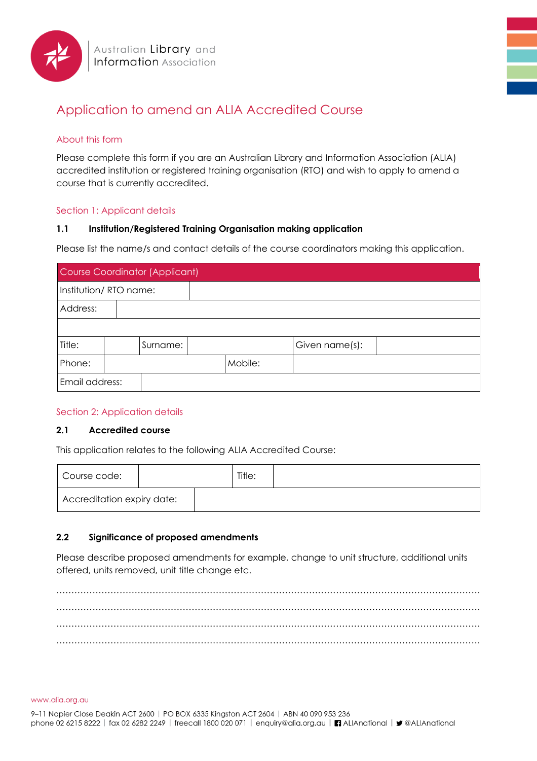Australian Library and Information Association

# Application to amend an ALIA Accredited Course

## About this form

Please complete this form if you are an Australian Library and Information Association (ALIA) accredited institution or registered training organisation (RTO) and wish to apply to amend a course that is currently accredited.

## Section 1: Applicant details

### 1.1 Institution/Registered Training Organisation making application

Please list the name/s and contact details of the course coordinators making this application.

| Course Coordinator (Applicant) | | | | | |
|---|---|---|---|---|---|
| Institution/ RTO name: | | | | | |
| Address: | | | | | |
| | | | | | |
| Title: | | Surname: | | Given name(s): | |
| Phone: | | | Mobile: | | |
| Email address: | | | | | |

## Section 2: Application details

### 2.1 Accredited course

This application relates to the following ALIA Accredited Course:

| Course code: | | Title: | |
|---|---|---|---|
| Accreditation expiry date: | | | |

### 2.2 Significance of proposed amendments

Please describe proposed amendments for example, change to unit structure, additional units offered, units removed, unit title change etc.

.....................................................................................................................................

.....................................................................................................................................

.....................................................................................................................................

.....................................................................................................................................

www.alia.org.au

9–11 Napier Close Deakin ACT 2600 | PO BOX 6335 Kingston ACT 2604 | ABN 40 090 953 236
phone 02 6215 8222 | fax 02 6282 2249 | freecall 1800 020 071 | enquiry@alia.org.au | ALIAnational | @ALIAnational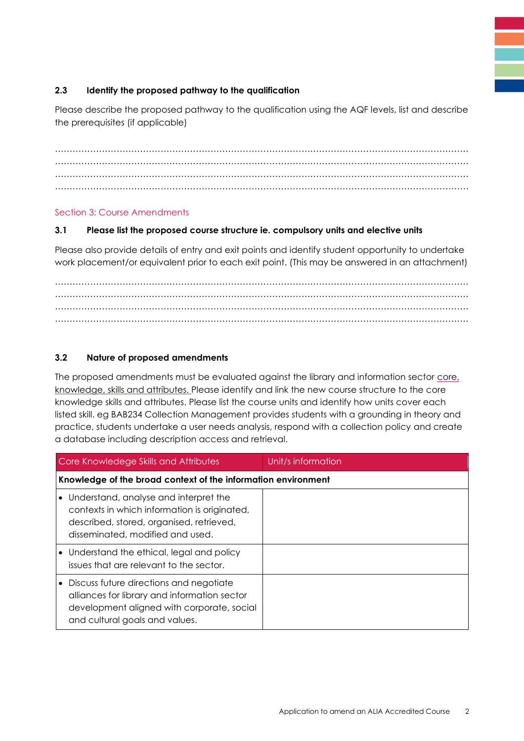### 2.3 Identify the proposed pathway to the qualification

Please describe the proposed pathway to the qualification using the AQF levels, list and describe the prerequisites (if applicable)

................................................................................................................................................
................................................................................................................................................
................................................................................................................................................
................................................................................................................................................

## Section 3: Course Amendments

### 3.1 Please list the proposed course structure ie. compulsory units and elective units

Please also provide details of entry and exit points and identify student opportunity to undertake work placement/or equivalent prior to each exit point. (This may be answered in an attachment)

................................................................................................................................................
................................................................................................................................................
................................................................................................................................................
................................................................................................................................................

### 3.2 Nature of proposed amendments

The proposed amendments must be evaluated against the library and information sector core, knowledge, skills and attributes. Please identify and link the new course structure to the core knowledge skills and attributes. Please list the course units and identify how units cover each listed skill. eg BAB234 Collection Management provides students with a grounding in theory and practice, students undertake a user needs analysis, respond with a collection policy and create a database including description access and retrieval.

| Core Knowledege Skills and Attributes | Unit/s information |
| --- | --- |
| **Knowledge of the broad context of the information environment** | |
| • Understand, analyse and interpret the contexts in which information is originated, described, stored, organised, retrieved, disseminated, modified and used. | |
| • Understand the ethical, legal and policy issues that are relevant to the sector. | |
| • Discuss future directions and negotiate alliances for library and information sector development aligned with corporate, social and cultural goals and values. | |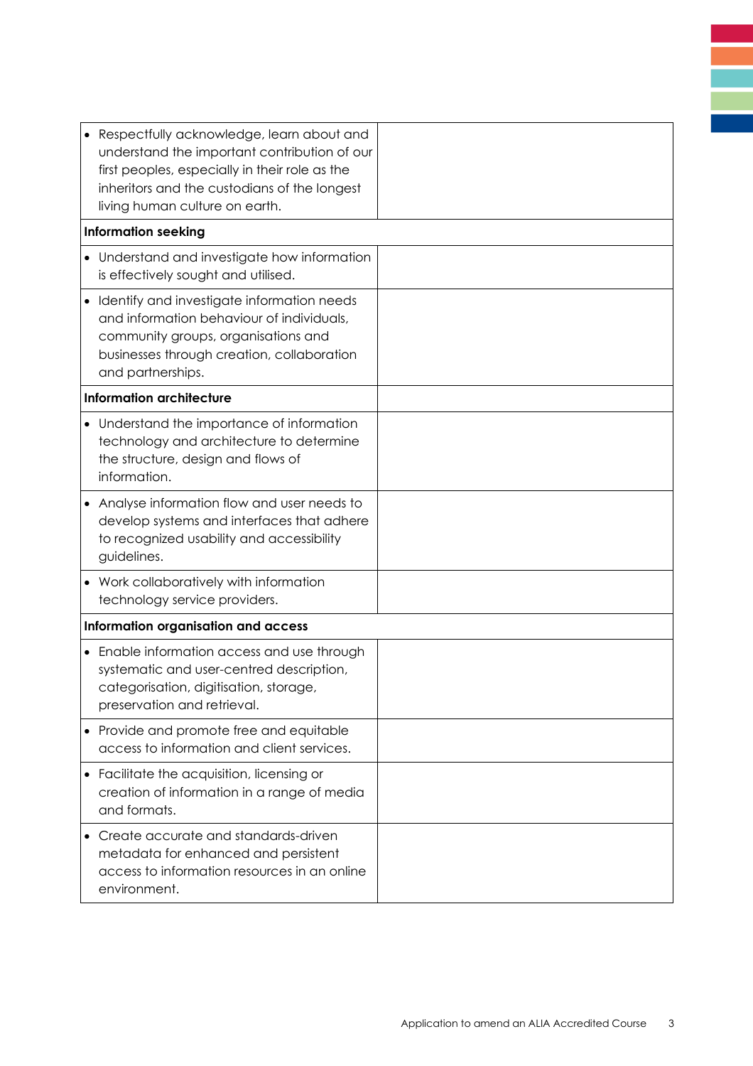| | |
|---|---|
| • Respectfully acknowledge, learn about and understand the important contribution of our first peoples, especially in their role as the inheritors and the custodians of the longest living human culture on earth. | |
| **Information seeking** | |
| • Understand and investigate how information is effectively sought and utilised. | |
| • Identify and investigate information needs and information behaviour of individuals, community groups, organisations and businesses through creation, collaboration and partnerships. | |
| **Information architecture** | |
| • Understand the importance of information technology and architecture to determine the structure, design and flows of information. | |
| • Analyse information flow and user needs to develop systems and interfaces that adhere to recognized usability and accessibility guidelines. | |
| • Work collaboratively with information technology service providers. | |
| **Information organisation and access** | |
| • Enable information access and use through systematic and user-centred description, categorisation, digitisation, storage, preservation and retrieval. | |
| • Provide and promote free and equitable access to information and client services. | |
| • Facilitate the acquisition, licensing or creation of information in a range of media and formats. | |
| • Create accurate and standards-driven metadata for enhanced and persistent access to information resources in an online environment. | |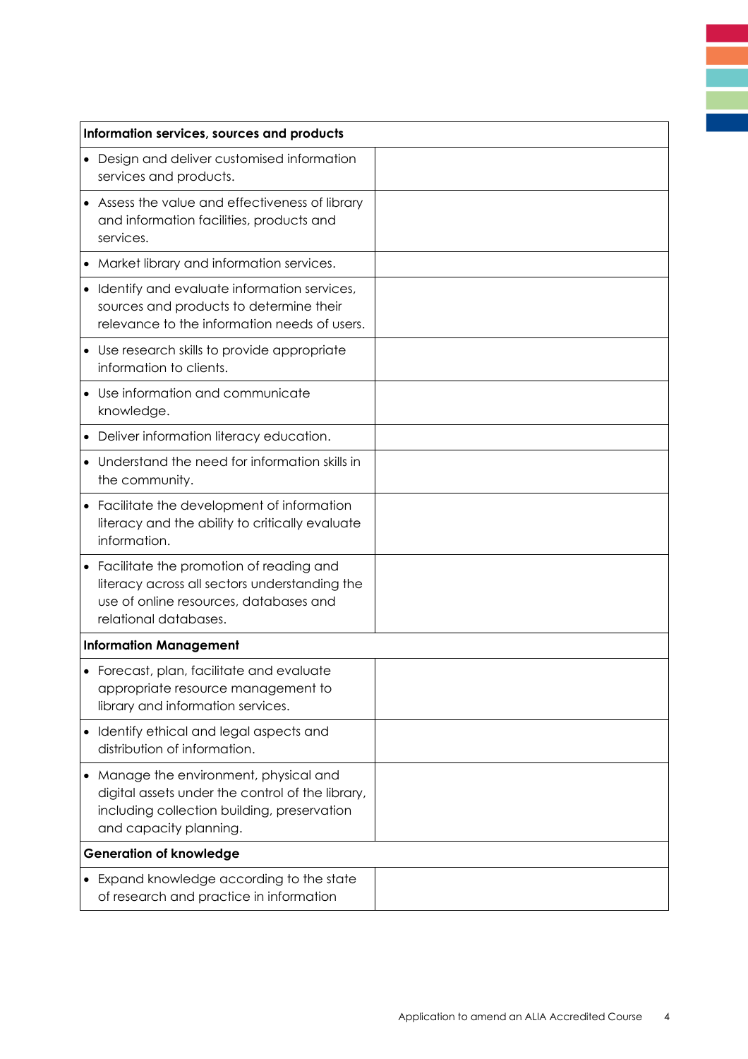| Information services, sources and products | |
|---|---|
| • Design and deliver customised information services and products. | |
| • Assess the value and effectiveness of library and information facilities, products and services. | |
| • Market library and information services. | |
| • Identify and evaluate information services, sources and products to determine their relevance to the information needs of users. | |
| • Use research skills to provide appropriate information to clients. | |
| • Use information and communicate knowledge. | |
| • Deliver information literacy education. | |
| • Understand the need for information skills in the community. | |
| • Facilitate the development of information literacy and the ability to critically evaluate information. | |
| • Facilitate the promotion of reading and literacy across all sectors understanding the use of online resources, databases and relational databases. | |
| **Information Management** | |
| • Forecast, plan, facilitate and evaluate appropriate resource management to library and information services. | |
| • Identify ethical and legal aspects and distribution of information. | |
| • Manage the environment, physical and digital assets under the control of the library, including collection building, preservation and capacity planning. | |
| **Generation of knowledge** | |
| • Expand knowledge according to the state of research and practice in information | |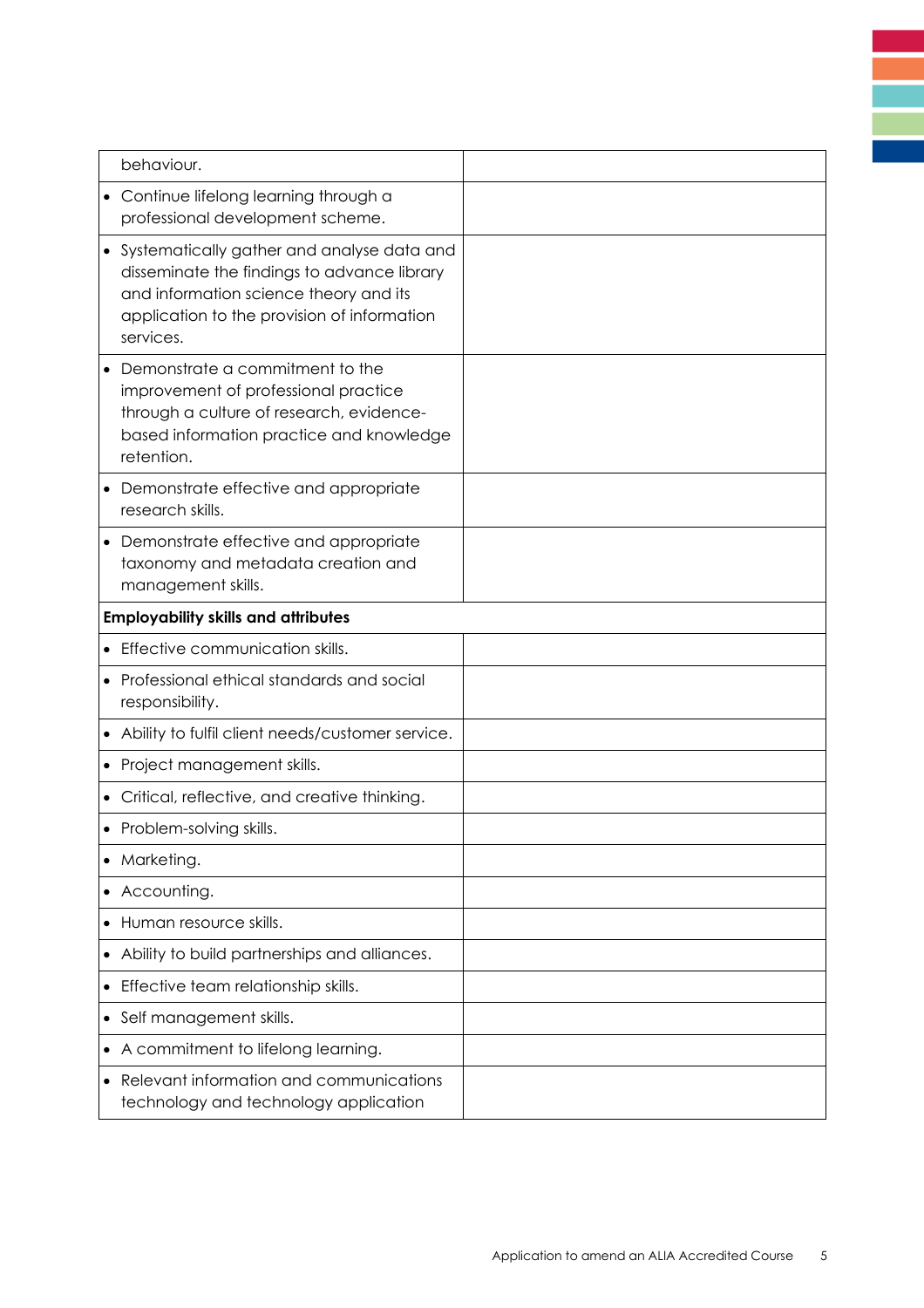| | |
|---|---|
| behaviour. | |
| • Continue lifelong learning through a professional development scheme. | |
| • Systematically gather and analyse data and disseminate the findings to advance library and information science theory and its application to the provision of information services. | |
| • Demonstrate a commitment to the improvement of professional practice through a culture of research, evidence-based information practice and knowledge retention. | |
| • Demonstrate effective and appropriate research skills. | |
| • Demonstrate effective and appropriate taxonomy and metadata creation and management skills. | |
| **Employability skills and attributes** | |
| • Effective communication skills. | |
| • Professional ethical standards and social responsibility. | |
| • Ability to fulfil client needs/customer service. | |
| • Project management skills. | |
| • Critical, reflective, and creative thinking. | |
| • Problem-solving skills. | |
| • Marketing. | |
| • Accounting. | |
| • Human resource skills. | |
| • Ability to build partnerships and alliances. | |
| • Effective team relationship skills. | |
| • Self management skills. | |
| • A commitment to lifelong learning. | |
| • Relevant information and communications technology and technology application | |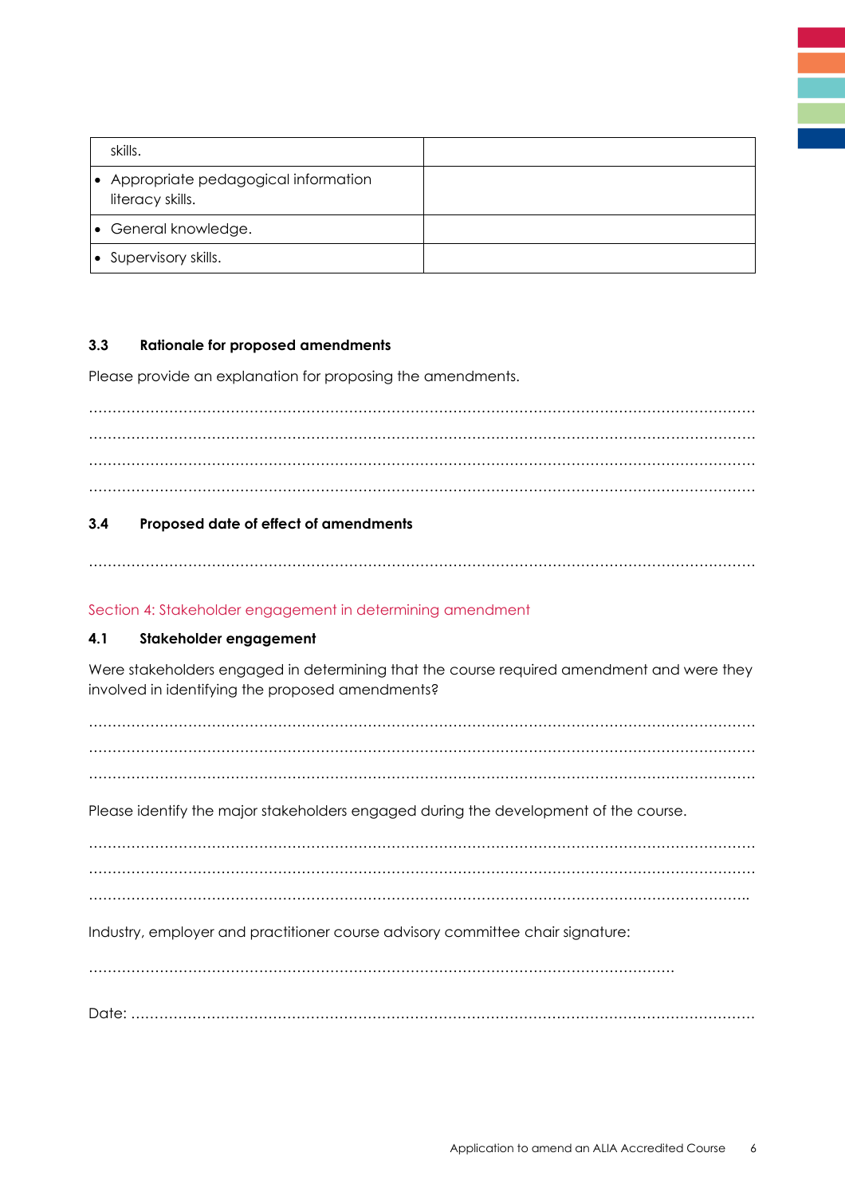| | |
|---|---|
| skills. | |
| • Appropriate pedagogical information literacy skills. | |
| • General knowledge. | |
| • Supervisory skills. | |

### 3.3 Rationale for proposed amendments

Please provide an explanation for proposing the amendments.

……………………………………………………………………………………………………………………

……………………………………………………………………………………………………………………

……………………………………………………………………………………………………………………

……………………………………………………………………………………………………………………

### 3.4 Proposed date of effect of amendments

……………………………………………………………………………………………………………………

## Section 4: Stakeholder engagement in determining amendment

### 4.1 Stakeholder engagement

Were stakeholders engaged in determining that the course required amendment and were they involved in identifying the proposed amendments?

……………………………………………………………………………………………………………………

……………………………………………………………………………………………………………………

……………………………………………………………………………………………………………………

Please identify the major stakeholders engaged during the development of the course.

……………………………………………………………………………………………………………………

……………………………………………………………………………………………………………………

……………………………………………………………………………………………………………………

Industry, employer and practitioner course advisory committee chair signature:

……………………………………………………………………………………………………………

Date: ………………………………………………………………………………………………………………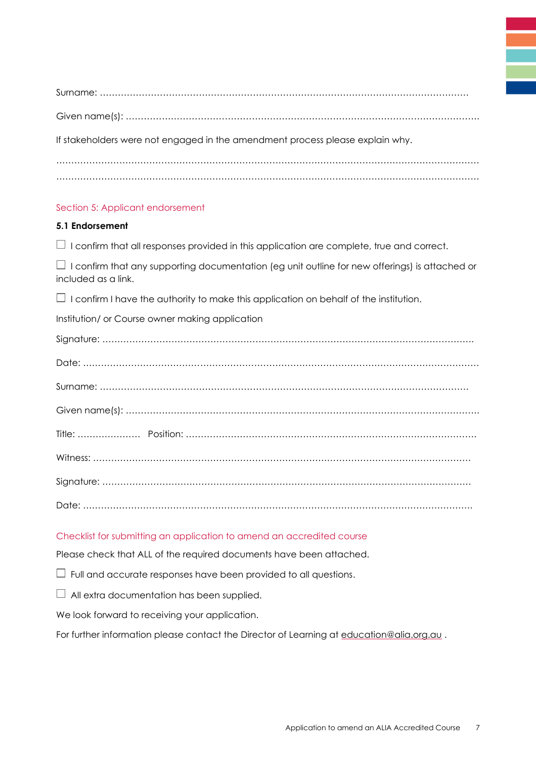Surname: ……………………………………………………………………………………………………………

Given name(s): …………………………………………………………………………………………………………

If stakeholders were not engaged in the amendment process please explain why.

………………………………………………………………………………………………………………………………

………………………………………………………………………………………………………………………………

## Section 5: Applicant endorsement

### 5.1 Endorsement

☐ I confirm that all responses provided in this application are complete, true and correct.

☐ I confirm that any supporting documentation (eg unit outline for new offerings) is attached or included as a link.

☐ I confirm I have the authority to make this application on behalf of the institution.

Institution/ or Course owner making application

Signature: ……………………………………………………………………………………………………………

Date: ……………………………………………………………………………………………………………………

Surname: ……………………………………………………………………………………………………………

Given name(s): …………………………………………………………………………………………………………

Title: ………………… Position: …………………………………………………………………………………

Witness: ……………………………………………………………………………………………………………

Signature: ……………………………………………………………………………………………………………

Date: ……………………………………………………………………………………………………………………

## Checklist for submitting an application to amend an accredited course

Please check that ALL of the required documents have been attached.

☐ Full and accurate responses have been provided to all questions.

☐ All extra documentation has been supplied.

We look forward to receiving your application.

For further information please contact the Director of Learning at education@alia.org.au .